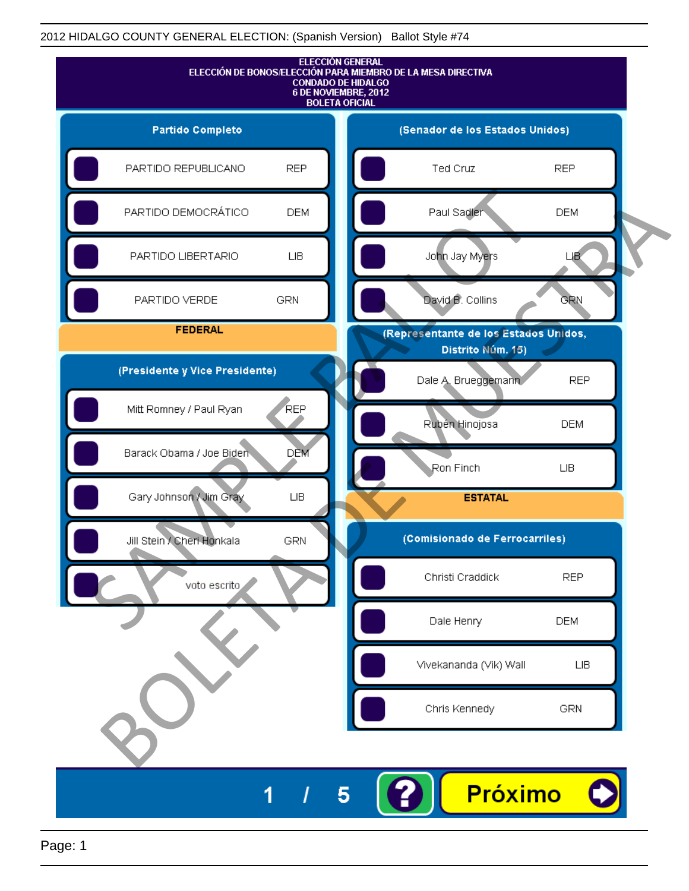2012 HIDALGO COUNTY GENERAL ELECTION: (Spanish Version) Ballot Style #74

**ELECCIÓN GENERAL**
**ELECCIÓN DE BONOS/ELECCIÓN PARA MIEMBRO DE LA MESA DIRECTIVA**
**CONDADO DE HIDALGO**
**6 DE NOVIEMBRE, 2012**
**BOLETA OFICIAL**

## Partido Completo

| Partido | |
|---|---|
| PARTIDO REPUBLICANO | REP |
| PARTIDO DEMOCRÁTICO | DEM |
| PARTIDO LIBERTARIO | LIB |
| PARTIDO VERDE | GRN |

## FEDERAL

### (Presidente y Vice Presidente)

| Candidato | Partido |
|---|---|
| Mitt Romney / Paul Ryan | REP |
| Barack Obama / Joe Biden | DEM |
| Gary Johnson / Jim Gray | LIB |
| Jill Stein / Cheri Honkala | GRN |
| voto escrito | |

### (Senador de los Estados Unidos)

| Candidato | Partido |
|---|---|
| Ted Cruz | REP |
| Paul Sadler | DEM |
| John Jay Myers | LIB |
| David B. Collins | GRN |

### (Representante de los Estados Unidos, Distrito Núm. 15)

| Candidato | Partido |
|---|---|
| Dale A. Brueggemann | REP |
| Rubén Hinojosa | DEM |
| Ron Finch | LIB |

## ESTATAL

### (Comisionado de Ferrocarriles)

| Candidato | Partido |
|---|---|
| Christi Craddick | REP |
| Dale Henry | DEM |
| Vivekananda (Vik) Wall | LIB |
| Chris Kennedy | GRN |

SAMPLE BALLOT
BOLETA DE MUESTRA

1 / 5 ? Próximo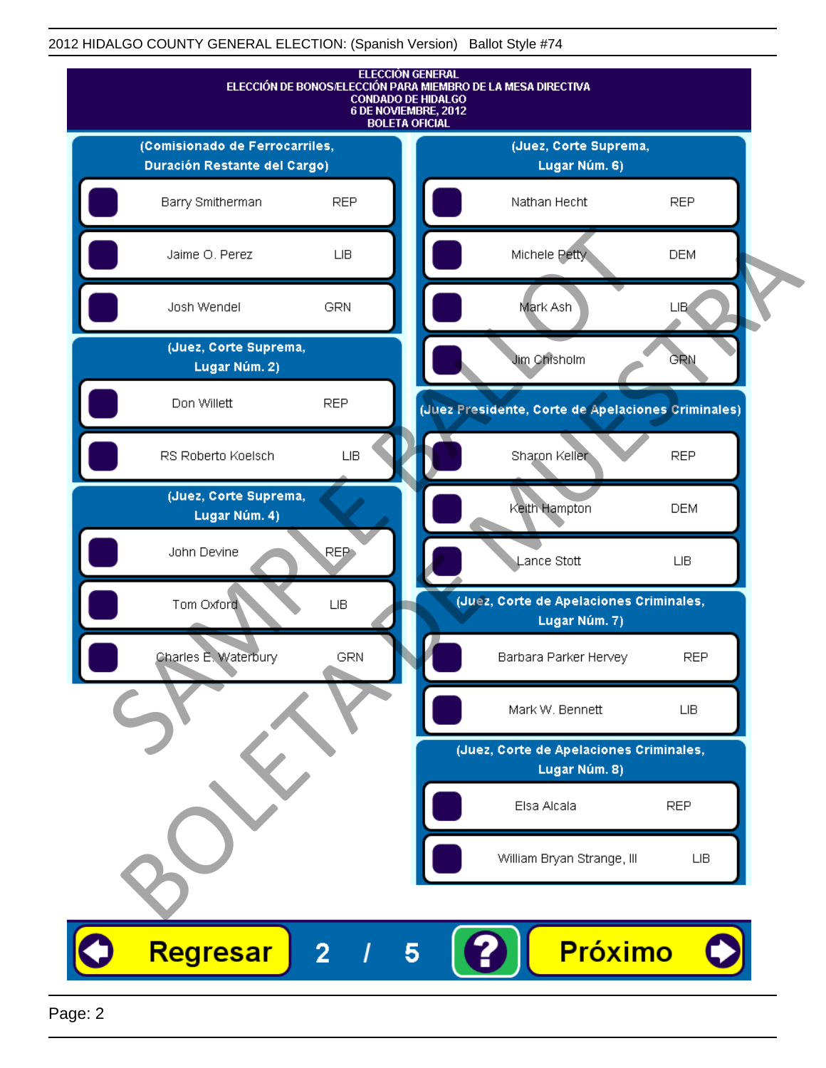2012 HIDALGO COUNTY GENERAL ELECTION: (Spanish Version) Ballot Style #74

ELECCIÓN GENERAL
ELECCIÓN DE BONOS/ELECCIÓN PARA MIEMBRO DE LA MESA DIRECTIVA
CONDADO DE HIDALGO
6 DE NOVIEMBRE, 2012
BOLETA OFICIAL

**(Comisionado de Ferrocarriles, Duración Restante del Cargo)**

| Candidato | Partido |
|---|---|
| Barry Smitherman | REP |
| Jaime O. Perez | LIB |
| Josh Wendel | GRN |

**(Juez, Corte Suprema, Lugar Núm. 2)**

| Candidato | Partido |
|---|---|
| Don Willett | REP |
| RS Roberto Koelsch | LIB |

**(Juez, Corte Suprema, Lugar Núm. 4)**

| Candidato | Partido |
|---|---|
| John Devine | REP |
| Tom Oxford | LIB |
| Charles E. Waterbury | GRN |

**(Juez, Corte Suprema, Lugar Núm. 6)**

| Candidato | Partido |
|---|---|
| Nathan Hecht | REP |
| Michele Petty | DEM |
| Mark Ash | LIB |
| Jim Chisholm | GRN |

**(Juez Presidente, Corte de Apelaciones Criminales)**

| Candidato | Partido |
|---|---|
| Sharon Keller | REP |
| Keith Hampton | DEM |
| Lance Stott | LIB |

**(Juez, Corte de Apelaciones Criminales, Lugar Núm. 7)**

| Candidato | Partido |
|---|---|
| Barbara Parker Hervey | REP |
| Mark W. Bennett | LIB |

**(Juez, Corte de Apelaciones Criminales, Lugar Núm. 8)**

| Candidato | Partido |
|---|---|
| Elsa Alcala | REP |
| William Bryan Strange, III | LIB |

SAMPLE BALLOT / BOLETA DE MUESTRA

Regresar 2 / 5 ? Próximo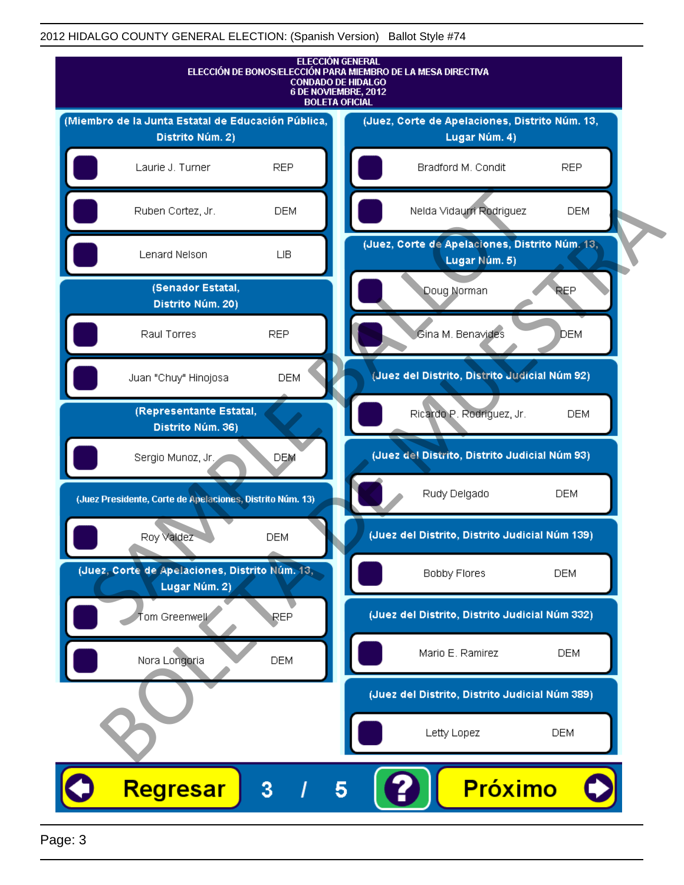2012 HIDALGO COUNTY GENERAL ELECTION: (Spanish Version) Ballot Style #74

# ELECCIÓN GENERAL
## ELECCIÓN DE BONOS/ELECCIÓN PARA MIEMBRO DE LA MESA DIRECTIVA
## CONDADO DE HIDALGO
## 6 DE NOVIEMBRE, 2012
## BOLETA OFICIAL

### (Miembro de la Junta Estatal de Educación Pública, Distrito Núm. 2)

| Candidato | Partido |
|---|---|
| Laurie J. Turner | REP |
| Ruben Cortez, Jr. | DEM |
| Lenard Nelson | LIB |

### (Senador Estatal, Distrito Núm. 20)

| Candidato | Partido |
|---|---|
| Raul Torres | REP |
| Juan "Chuy" Hinojosa | DEM |

### (Representante Estatal, Distrito Núm. 36)

| Candidato | Partido |
|---|---|
| Sergio Munoz, Jr. | DEM |

### (Juez Presidente, Corte de Apelaciones, Distrito Núm. 13)

| Candidato | Partido |
|---|---|
| Roy Valdez | DEM |

### (Juez, Corte de Apelaciones, Distrito Núm. 13, Lugar Núm. 2)

| Candidato | Partido |
|---|---|
| Tom Greenwell | REP |
| Nora Longoria | DEM |

### (Juez, Corte de Apelaciones, Distrito Núm. 13, Lugar Núm. 4)

| Candidato | Partido |
|---|---|
| Bradford M. Condit | REP |
| Nelda Vidaurri Rodriguez | DEM |

### (Juez, Corte de Apelaciones, Distrito Núm. 13, Lugar Núm. 5)

| Candidato | Partido |
|---|---|
| Doug Norman | REP |
| Gina M. Benavides | DEM |

### (Juez del Distrito, Distrito Judicial Núm 92)

| Candidato | Partido |
|---|---|
| Ricardo P. Rodriguez, Jr. | DEM |

### (Juez del Distrito, Distrito Judicial Núm 93)

| Candidato | Partido |
|---|---|
| Rudy Delgado | DEM |

### (Juez del Distrito, Distrito Judicial Núm 139)

| Candidato | Partido |
|---|---|
| Bobby Flores | DEM |

### (Juez del Distrito, Distrito Judicial Núm 332)

| Candidato | Partido |
|---|---|
| Mario E. Ramirez | DEM |

### (Juez del Distrito, Distrito Judicial Núm 389)

| Candidato | Partido |
|---|---|
| Letty Lopez | DEM |

Regresar 3 / 5 ? Próximo

SAMPLE BALLOT / BOLETA DE MUESTRA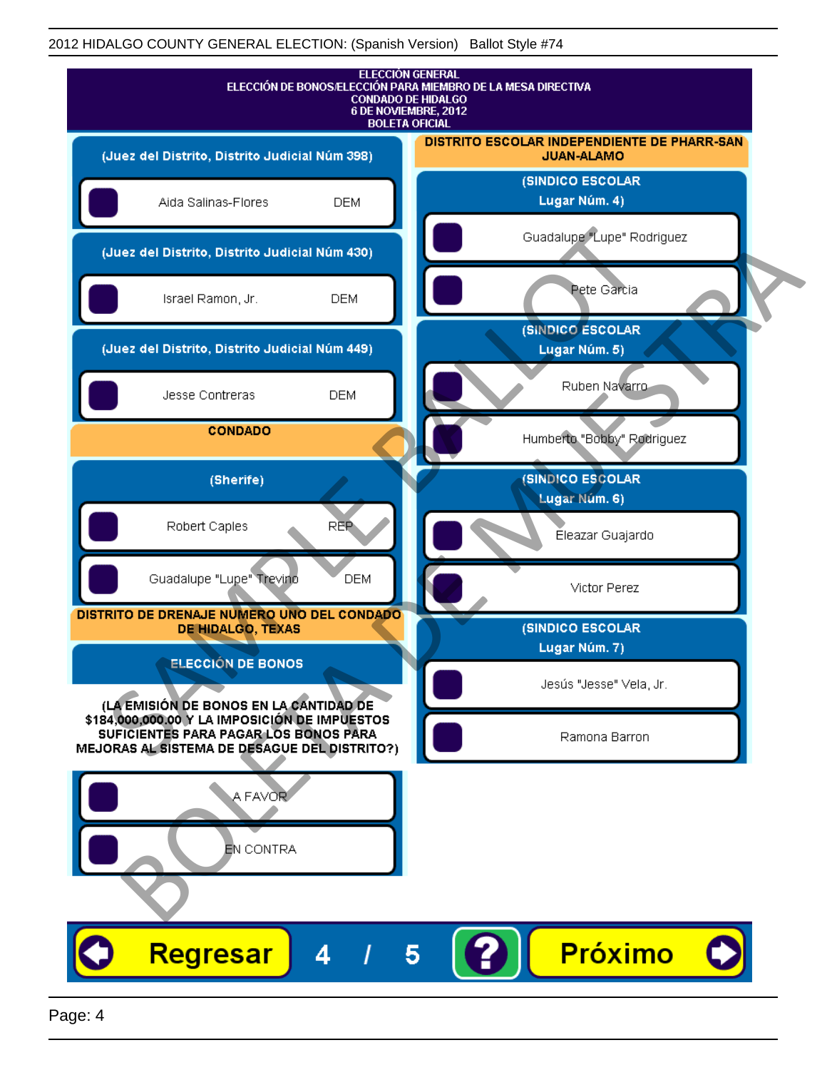2012 HIDALGO COUNTY GENERAL ELECTION: (Spanish Version) Ballot Style #74

# ELECCIÓN GENERAL
## ELECCIÓN DE BONOS/ELECCIÓN PARA MIEMBRO DE LA MESA DIRECTIVA
## CONDADO DE HIDALGO
## 6 DE NOVIEMBRE, 2012
## BOLETA OFICIAL

### (Juez del Distrito, Distrito Judicial Núm 398)

- Aida Salinas-Flores — DEM

### (Juez del Distrito, Distrito Judicial Núm 430)

- Israel Ramon, Jr. — DEM

### (Juez del Distrito, Distrito Judicial Núm 449)

- Jesse Contreras — DEM

## CONDADO

### (Sherife)

- Robert Caples — REP
- Guadalupe "Lupe" Trevino — DEM

## DISTRITO DE DRENAJE NUMERO UNO DEL CONDADO DE HIDALGO, TEXAS

### ELECCIÓN DE BONOS

**(LA EMISIÓN DE BONOS EN LA CANTIDAD DE $184,000,000.00 Y LA IMPOSICIÓN DE IMPUESTOS SUFICIENTES PARA PAGAR LOS BONOS PARA MEJORAS AL SISTEMA DE DESAGUE DEL DISTRITO?)**

- A FAVOR
- EN CONTRA

## DISTRITO ESCOLAR INDEPENDIENTE DE PHARR-SAN JUAN-ALAMO

### (SINDICO ESCOLAR Lugar Núm. 4)

- Guadalupe "Lupe" Rodriguez
- Pete Garcia

### (SINDICO ESCOLAR Lugar Núm. 5)

- Ruben Navarro
- Humberto "Bobby" Rodriguez

### (SINDICO ESCOLAR Lugar Núm. 6)

- Eleazar Guajardo
- Victor Perez

### (SINDICO ESCOLAR Lugar Núm. 7)

- Jesús "Jesse" Vela, Jr.
- Ramona Barron

SAMPLE BALLOT — BOLETA DE MUESTRA

Regresar 4 / 5 ? Próximo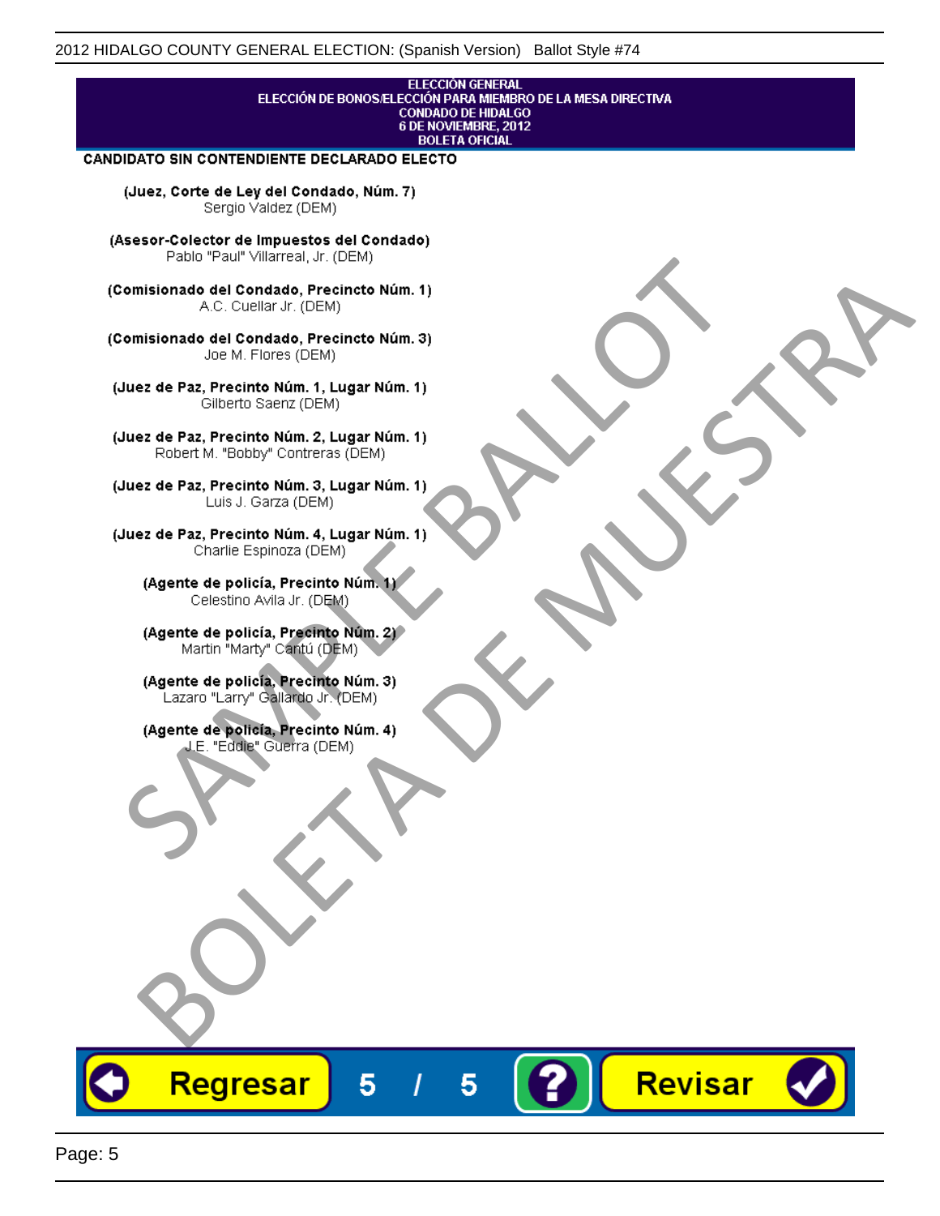ELECCIÓN GENERAL
ELECCIÓN DE BONOS/ELECCIÓN PARA MIEMBRO DE LA MESA DIRECTIVA
CONDADO DE HIDALGO
6 DE NOVIEMBRE, 2012
BOLETA OFICIAL

**CANDIDATO SIN CONTENDIENTE DECLARADO ELECTO**

**(Juez, Corte de Ley del Condado, Núm. 7)**
Sergio Valdez (DEM)

**(Asesor-Colector de Impuestos del Condado)**
Pablo "Paul" Villarreal, Jr. (DEM)

**(Comisionado del Condado, Precincto Núm. 1)**
A.C. Cuellar Jr. (DEM)

**(Comisionado del Condado, Precincto Núm. 3)**
Joe M. Flores (DEM)

**(Juez de Paz, Precinto Núm. 1, Lugar Núm. 1)**
Gilberto Saenz (DEM)

**(Juez de Paz, Precinto Núm. 2, Lugar Núm. 1)**
Robert M. "Bobby" Contreras (DEM)

**(Juez de Paz, Precinto Núm. 3, Lugar Núm. 1)**
Luis J. Garza (DEM)

**(Juez de Paz, Precinto Núm. 4, Lugar Núm. 1)**
Charlie Espinoza (DEM)

**(Agente de policía, Precinto Núm. 1)**
Celestino Avila Jr. (DEM)

**(Agente de policía, Precinto Núm. 2)**
Martin "Marty" Cantú (DEM)

**(Agente de policía, Precinto Núm. 3)**
Lazaro "Larry" Gallardo Jr. (DEM)

**(Agente de policía, Precinto Núm. 4)**
J.E. "Eddie" Guerra (DEM)

Regresar | 5 / 5 | ? | Revisar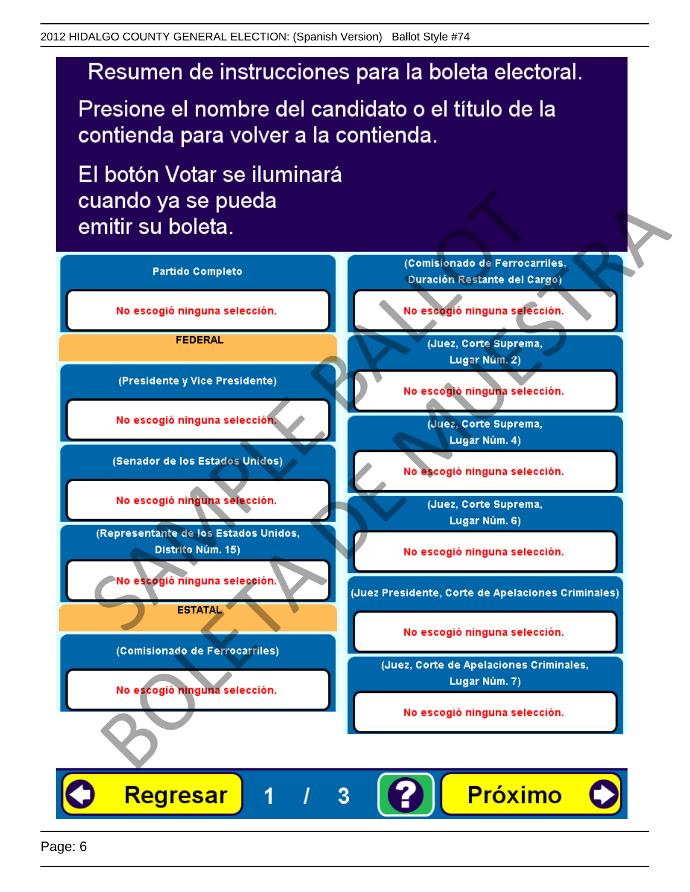# Resumen de instrucciones para la boleta electoral.

Presione el nombre del candidato o el título de la contienda para volver a la contienda.

El botón Votar se iluminará cuando ya se pueda emitir su boleta.

**Partido Completo**

No escogió ninguna selección.

**FEDERAL**

**(Presidente y Vice Presidente)**

No escogió ninguna selección.

**(Senador de los Estados Unidos)**

No escogió ninguna selección.

**(Representante de los Estados Unidos, Distrito Núm. 15)**

No escogió ninguna selección.

**ESTATAL**

**(Comisionado de Ferrocarriles)**

No escogió ninguna selección.

**(Comisionado de Ferrocarriles, Duración Restante del Cargo)**

No escogió ninguna selección.

**(Juez, Corte Suprema, Lugar Núm. 2)**

No escogió ninguna selección.

**(Juez, Corte Suprema, Lugar Núm. 4)**

No escogió ninguna selección.

**(Juez, Corte Suprema, Lugar Núm. 6)**

No escogió ninguna selección.

**(Juez Presidente, Corte de Apelaciones Criminales)**

No escogió ninguna selección.

**(Juez, Corte de Apelaciones Criminales, Lugar Núm. 7)**

No escogió ninguna selección.

Regresar 1 / 3 ? Próximo

SAMPLE BALLOT BOLETA DE MUESTRA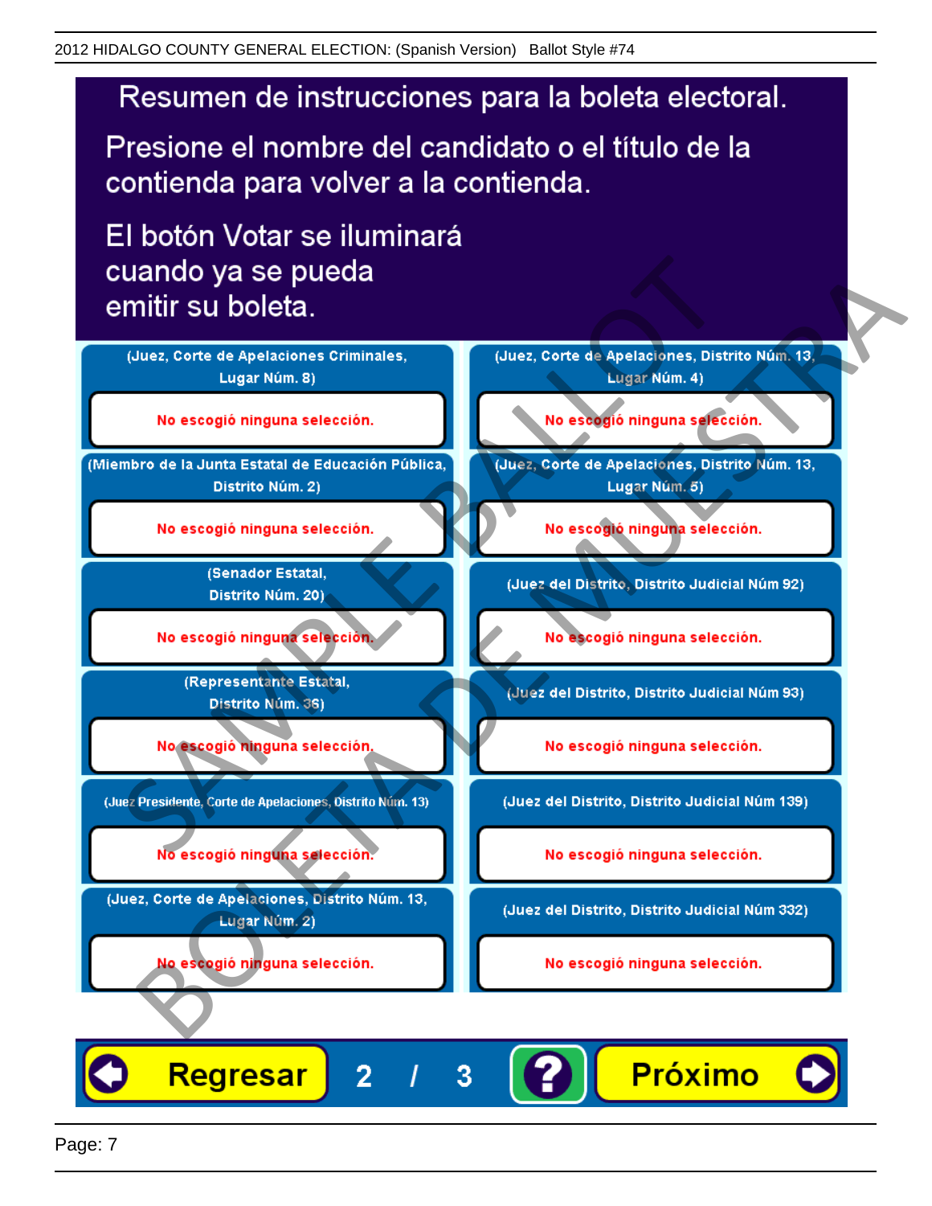# Resumen de instrucciones para la boleta electoral.

Presione el nombre del candidato o el título de la contienda para volver a la contienda.

El botón Votar se iluminará cuando ya se pueda emitir su boleta.

(Juez, Corte de Apelaciones Criminales, Lugar Núm. 8)

No escogió ninguna selección.

(Miembro de la Junta Estatal de Educación Pública, Distrito Núm. 2)

No escogió ninguna selección.

(Senador Estatal, Distrito Núm. 20)

No escogió ninguna selección.

(Representante Estatal, Distrito Núm. 36)

No escogió ninguna selección.

(Juez Presidente, Corte de Apelaciones, Distrito Núm. 13)

No escogió ninguna selección.

(Juez, Corte de Apelaciones, Distrito Núm. 13, Lugar Núm. 2)

No escogió ninguna selección.

(Juez, Corte de Apelaciones, Distrito Núm. 13, Lugar Núm. 4)

No escogió ninguna selección.

(Juez, Corte de Apelaciones, Distrito Núm. 13, Lugar Núm. 5)

No escogió ninguna selección.

(Juez del Distrito, Distrito Judicial Núm 92)

No escogió ninguna selección.

(Juez del Distrito, Distrito Judicial Núm 93)

No escogió ninguna selección.

(Juez del Distrito, Distrito Judicial Núm 139)

No escogió ninguna selección.

(Juez del Distrito, Distrito Judicial Núm 332)

No escogió ninguna selección.

Regresar 2 / 3 ? Próximo

SAMPLE BALLOT BOLETA DE MUESTRA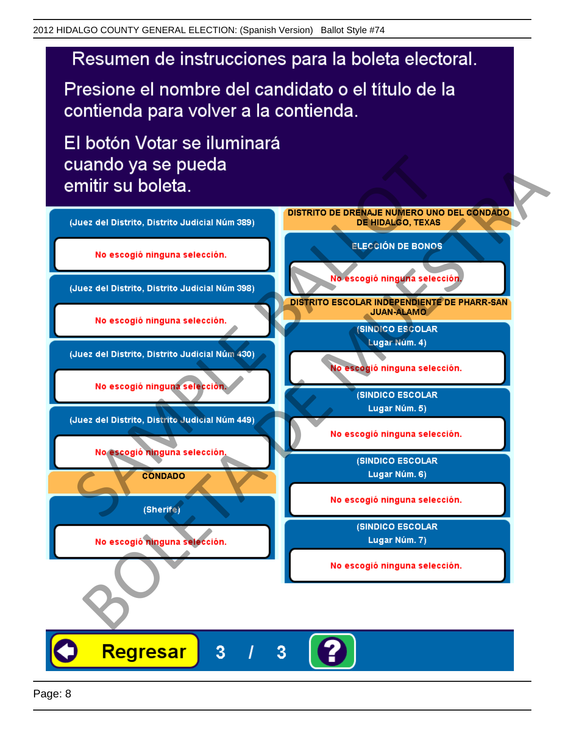2012 HIDALGO COUNTY GENERAL ELECTION: (Spanish Version) Ballot Style #74

# Resumen de instrucciones para la boleta electoral.

Presione el nombre del candidato o el título de la contienda para volver a la contienda.

El botón Votar se iluminará cuando ya se pueda emitir su boleta.

**(Juez del Distrito, Distrito Judicial Núm 389)**

No escogió ninguna selección.

**(Juez del Distrito, Distrito Judicial Núm 398)**

No escogió ninguna selección.

**(Juez del Distrito, Distrito Judicial Núm 430)**

No escogió ninguna selección.

**(Juez del Distrito, Distrito Judicial Núm 449)**

No escogió ninguna selección.

**CONDADO**

**(Sherife)**

No escogió ninguna selección.

**DISTRITO DE DRENAJE NUMERO UNO DEL CONDADO DE HIDALGO, TEXAS**

**ELECCIÓN DE BONOS**

No escogió ninguna selección.

**DISTRITO ESCOLAR INDEPENDIENTE DE PHARR-SAN JUAN-ALAMO**

**(SINDICO ESCOLAR Lugar Núm. 4)**

No escogió ninguna selección.

**(SINDICO ESCOLAR Lugar Núm. 5)**

No escogió ninguna selección.

**(SINDICO ESCOLAR Lugar Núm. 6)**

No escogió ninguna selección.

**(SINDICO ESCOLAR Lugar Núm. 7)**

No escogió ninguna selección.

Regresar 3 / 3 ?

SAMPLE BALLOT
BOLETA DE MUESTRA